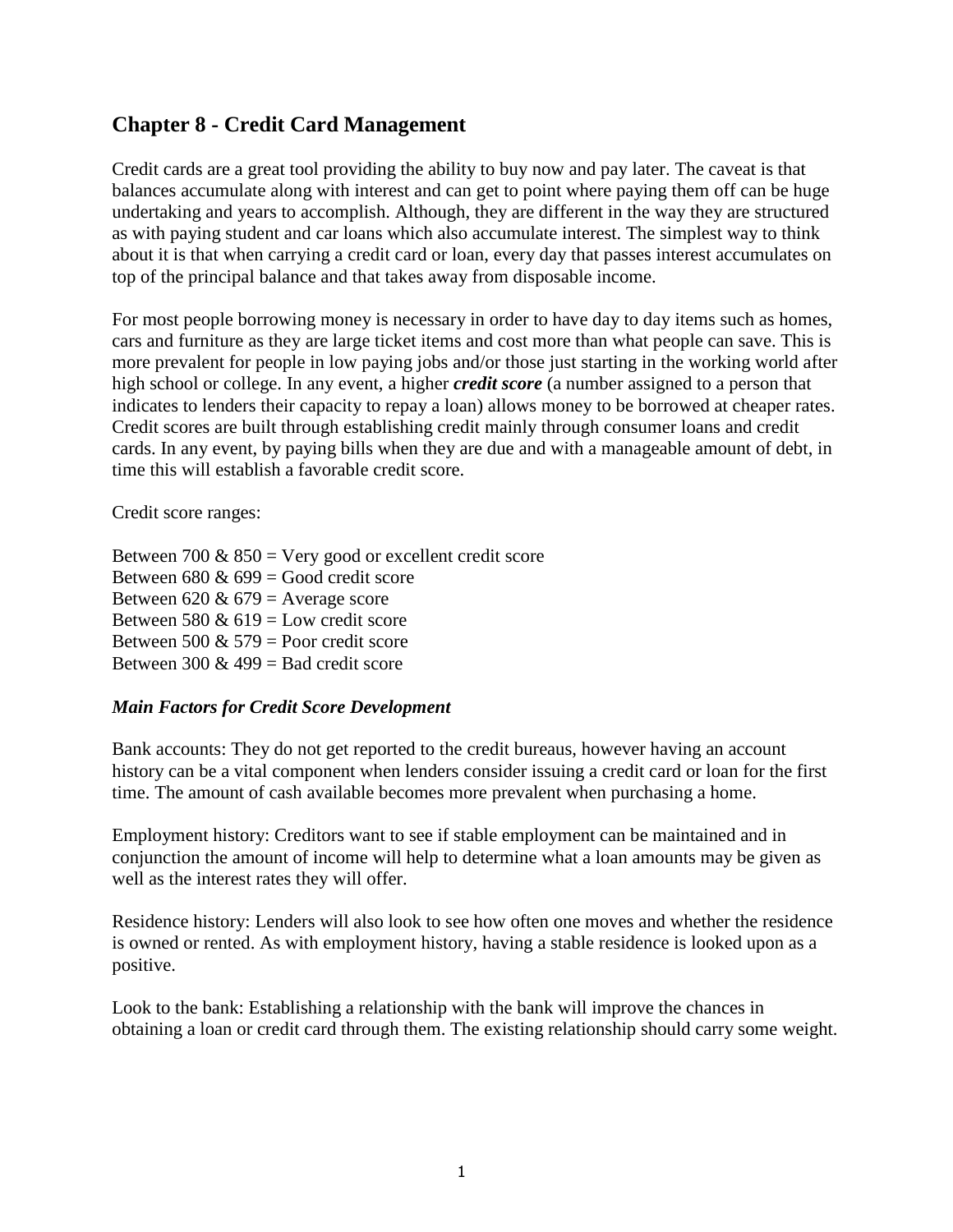# Chapter 8 - Credit Card Management

Credit cards are a great tool providing the ability to buy now and pay later. The caveat is that balances accumulate along with interest and can get to point where paying them off can be huge undertaking and years to accomplish. Although, they are different in the way they are structured as with paying student and car loans which also accumulate interest. The simplest way to think about it is that when carrying a credit card or loan, every day that passes interest accumulates on top of the principal balance and that takes away from disposable income.

For most people borrowing money is necessary in order to have day to day items such as homes, cars and furniture as they are large ticket items and cost more than what people can save. This is more prevalent for people in low paying jobs and/or those just starting in the working world after high school or college. In any event, a higher ***credit score*** (a number assigned to a person that indicates to lenders their capacity to repay a loan) allows money to be borrowed at cheaper rates. Credit scores are built through establishing credit mainly through consumer loans and credit cards. In any event, by paying bills when they are due and with a manageable amount of debt, in time this will establish a favorable credit score.

Credit score ranges:

Between 700 & 850 = Very good or excellent credit score
Between 680 & 699 = Good credit score
Between 620 & 679 = Average score
Between 580 & 619 = Low credit score
Between 500 & 579 = Poor credit score
Between 300 & 499 = Bad credit score

***Main Factors for Credit Score Development***

Bank accounts: They do not get reported to the credit bureaus, however having an account history can be a vital component when lenders consider issuing a credit card or loan for the first time. The amount of cash available becomes more prevalent when purchasing a home.

Employment history: Creditors want to see if stable employment can be maintained and in conjunction the amount of income will help to determine what a loan amounts may be given as well as the interest rates they will offer.

Residence history: Lenders will also look to see how often one moves and whether the residence is owned or rented. As with employment history, having a stable residence is looked upon as a positive.

Look to the bank: Establishing a relationship with the bank will improve the chances in obtaining a loan or credit card through them. The existing relationship should carry some weight.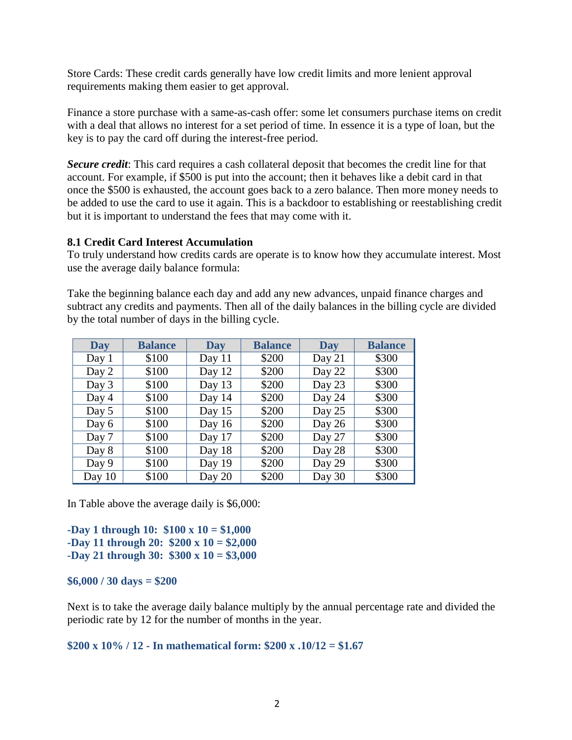Store Cards: These credit cards generally have low credit limits and more lenient approval requirements making them easier to get approval.

Finance a store purchase with a same-as-cash offer: some let consumers purchase items on credit with a deal that allows no interest for a set period of time. In essence it is a type of loan, but the key is to pay the card off during the interest-free period.

***Secure credit***: This card requires a cash collateral deposit that becomes the credit line for that account. For example, if $500 is put into the account; then it behaves like a debit card in that once the $500 is exhausted, the account goes back to a zero balance. Then more money needs to be added to use the card to use it again. This is a backdoor to establishing or reestablishing credit but it is important to understand the fees that may come with it.

### 8.1 Credit Card Interest Accumulation

To truly understand how credits cards are operate is to know how they accumulate interest. Most use the average daily balance formula:

Take the beginning balance each day and add any new advances, unpaid finance charges and subtract any credits and payments. Then all of the daily balances in the billing cycle are divided by the total number of days in the billing cycle.

| Day | Balance | Day | Balance | Day | Balance |
|---|---|---|---|---|---|
| Day 1 | $100 | Day 11 | $200 | Day 21 | $300 |
| Day 2 | $100 | Day 12 | $200 | Day 22 | $300 |
| Day 3 | $100 | Day 13 | $200 | Day 23 | $300 |
| Day 4 | $100 | Day 14 | $200 | Day 24 | $300 |
| Day 5 | $100 | Day 15 | $200 | Day 25 | $300 |
| Day 6 | $100 | Day 16 | $200 | Day 26 | $300 |
| Day 7 | $100 | Day 17 | $200 | Day 27 | $300 |
| Day 8 | $100 | Day 18 | $200 | Day 28 | $300 |
| Day 9 | $100 | Day 19 | $200 | Day 29 | $300 |
| Day 10 | $100 | Day 20 | $200 | Day 30 | $300 |

In Table above the average daily is $6,000:

**-Day 1 through 10: $100 x 10 = $1,000**
**-Day 11 through 20: $200 x 10 = $2,000**
**-Day 21 through 30: $300 x 10 = $3,000**

**$6,000 / 30 days = $200**

Next is to take the average daily balance multiply by the annual percentage rate and divided the periodic rate by 12 for the number of months in the year.

**$200 x 10% / 12 - In mathematical form: $200 x .10/12 = $1.67**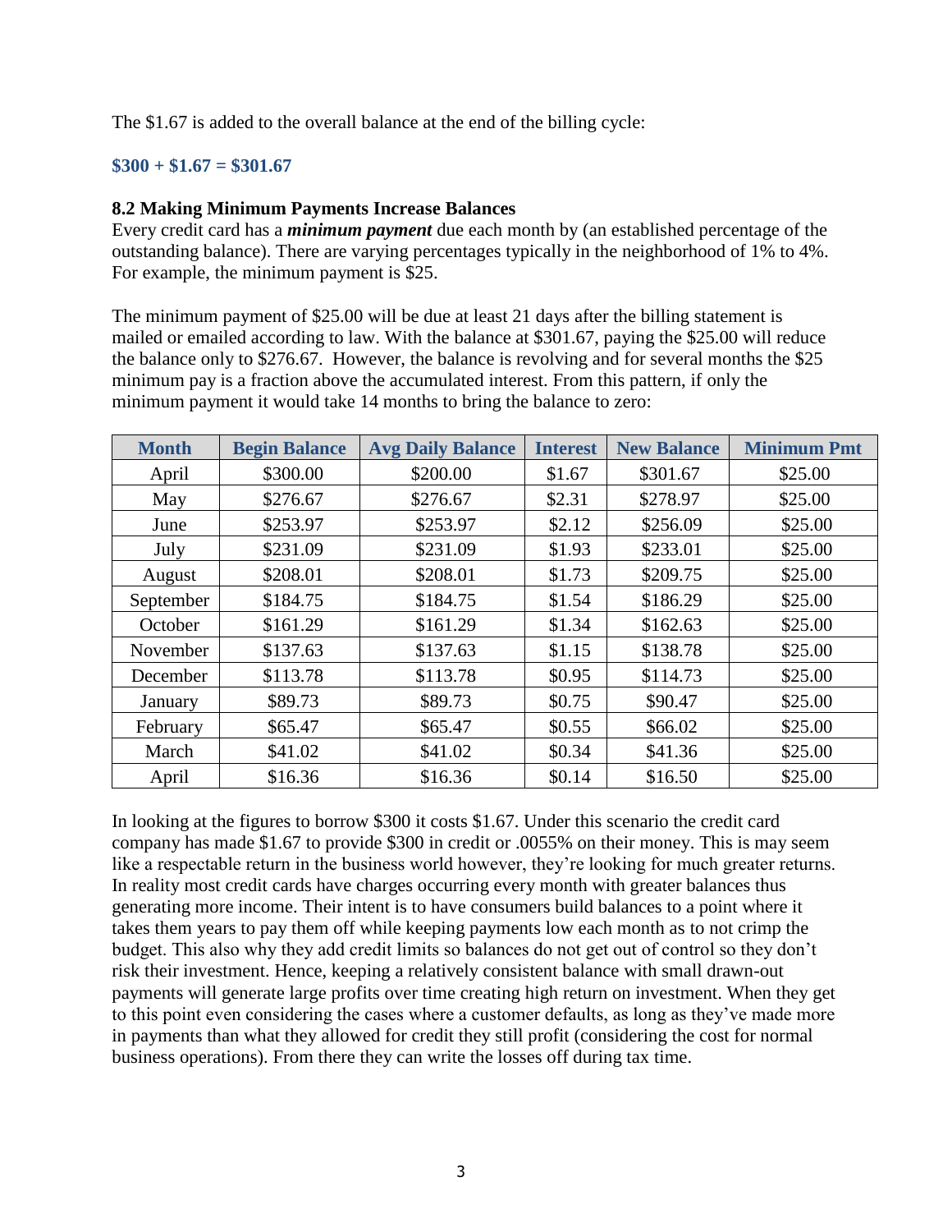The $1.67 is added to the overall balance at the end of the billing cycle:

**$300 + $1.67 = $301.67**

### 8.2 Making Minimum Payments Increase Balances

Every credit card has a ***minimum payment*** due each month by (an established percentage of the outstanding balance). There are varying percentages typically in the neighborhood of 1% to 4%. For example, the minimum payment is $25.

The minimum payment of $25.00 will be due at least 21 days after the billing statement is mailed or emailed according to law. With the balance at $301.67, paying the $25.00 will reduce the balance only to $276.67. However, the balance is revolving and for several months the $25 minimum pay is a fraction above the accumulated interest. From this pattern, if only the minimum payment it would take 14 months to bring the balance to zero:

| Month | Begin Balance | Avg Daily Balance | Interest | New Balance | Minimum Pmt |
|---|---|---|---|---|---|
| April | $300.00 | $200.00 | $1.67 | $301.67 | $25.00 |
| May | $276.67 | $276.67 | $2.31 | $278.97 | $25.00 |
| June | $253.97 | $253.97 | $2.12 | $256.09 | $25.00 |
| July | $231.09 | $231.09 | $1.93 | $233.01 | $25.00 |
| August | $208.01 | $208.01 | $1.73 | $209.75 | $25.00 |
| September | $184.75 | $184.75 | $1.54 | $186.29 | $25.00 |
| October | $161.29 | $161.29 | $1.34 | $162.63 | $25.00 |
| November | $137.63 | $137.63 | $1.15 | $138.78 | $25.00 |
| December | $113.78 | $113.78 | $0.95 | $114.73 | $25.00 |
| January | $89.73 | $89.73 | $0.75 | $90.47 | $25.00 |
| February | $65.47 | $65.47 | $0.55 | $66.02 | $25.00 |
| March | $41.02 | $41.02 | $0.34 | $41.36 | $25.00 |
| April | $16.36 | $16.36 | $0.14 | $16.50 | $25.00 |

In looking at the figures to borrow $300 it costs $1.67. Under this scenario the credit card company has made $1.67 to provide $300 in credit or .0055% on their money. This is may seem like a respectable return in the business world however, they're looking for much greater returns. In reality most credit cards have charges occurring every month with greater balances thus generating more income. Their intent is to have consumers build balances to a point where it takes them years to pay them off while keeping payments low each month as to not crimp the budget. This also why they add credit limits so balances do not get out of control so they don't risk their investment. Hence, keeping a relatively consistent balance with small drawn-out payments will generate large profits over time creating high return on investment. When they get to this point even considering the cases where a customer defaults, as long as they've made more in payments than what they allowed for credit they still profit (considering the cost for normal business operations). From there they can write the losses off during tax time.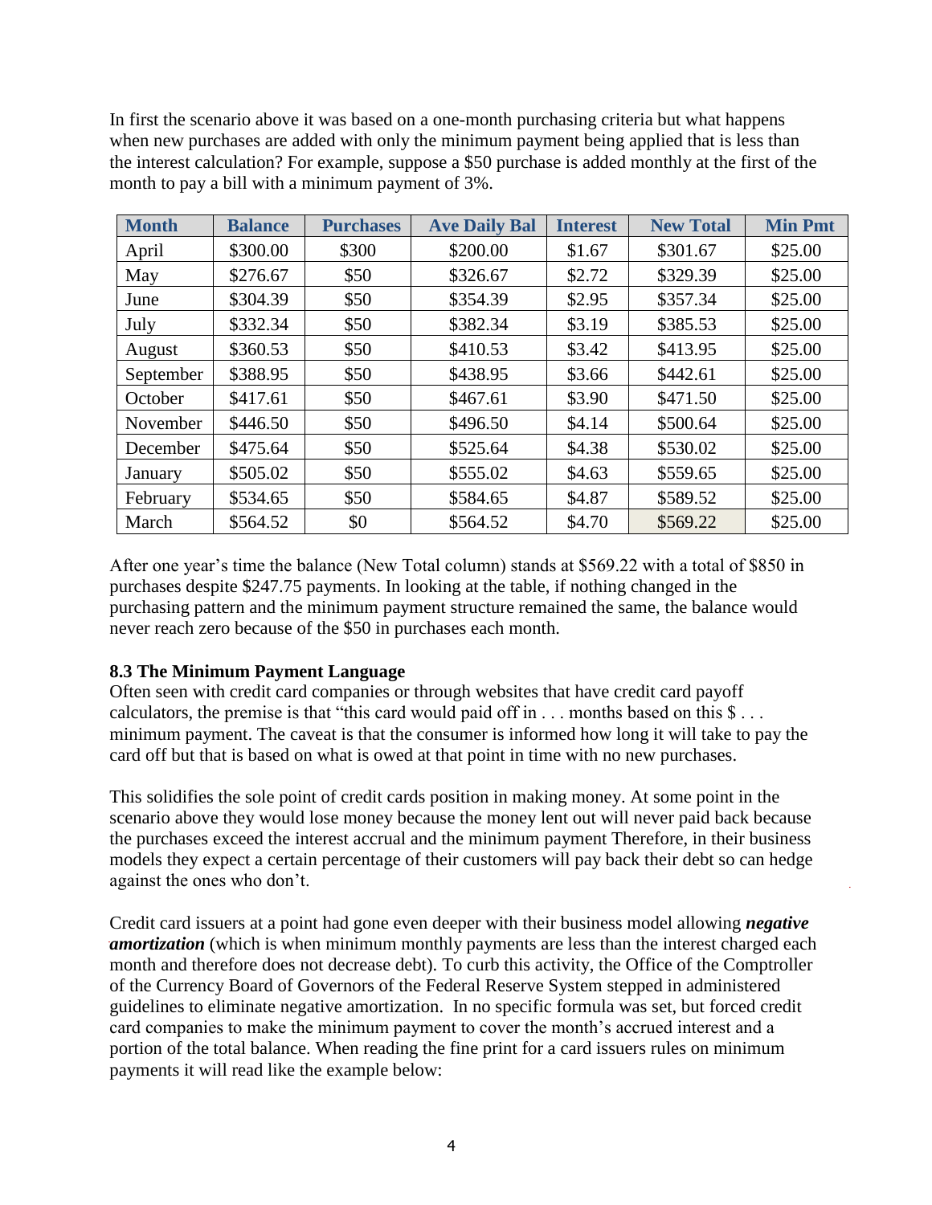In first the scenario above it was based on a one-month purchasing criteria but what happens when new purchases are added with only the minimum payment being applied that is less than the interest calculation? For example, suppose a $50 purchase is added monthly at the first of the month to pay a bill with a minimum payment of 3%.

| Month | Balance | Purchases | Ave Daily Bal | Interest | New Total | Min Pmt |
|---|---|---|---|---|---|---|
| April | $300.00 | $300 | $200.00 | $1.67 | $301.67 | $25.00 |
| May | $276.67 | $50 | $326.67 | $2.72 | $329.39 | $25.00 |
| June | $304.39 | $50 | $354.39 | $2.95 | $357.34 | $25.00 |
| July | $332.34 | $50 | $382.34 | $3.19 | $385.53 | $25.00 |
| August | $360.53 | $50 | $410.53 | $3.42 | $413.95 | $25.00 |
| September | $388.95 | $50 | $438.95 | $3.66 | $442.61 | $25.00 |
| October | $417.61 | $50 | $467.61 | $3.90 | $471.50 | $25.00 |
| November | $446.50 | $50 | $496.50 | $4.14 | $500.64 | $25.00 |
| December | $475.64 | $50 | $525.64 | $4.38 | $530.02 | $25.00 |
| January | $505.02 | $50 | $555.02 | $4.63 | $559.65 | $25.00 |
| February | $534.65 | $50 | $584.65 | $4.87 | $589.52 | $25.00 |
| March | $564.52 | $0 | $564.52 | $4.70 | $569.22 | $25.00 |

After one year's time the balance (New Total column) stands at $569.22 with a total of $850 in purchases despite $247.75 payments. In looking at the table, if nothing changed in the purchasing pattern and the minimum payment structure remained the same, the balance would never reach zero because of the $50 in purchases each month.

**8.3 The Minimum Payment Language**

Often seen with credit card companies or through websites that have credit card payoff calculators, the premise is that "this card would paid off in . . . months based on this $ . . . minimum payment. The caveat is that the consumer is informed how long it will take to pay the card off but that is based on what is owed at that point in time with no new purchases.

This solidifies the sole point of credit cards position in making money. At some point in the scenario above they would lose money because the money lent out will never paid back because the purchases exceed the interest accrual and the minimum payment Therefore, in their business models they expect a certain percentage of their customers will pay back their debt so can hedge against the ones who don't.

Credit card issuers at a point had gone even deeper with their business model allowing ***negative amortization*** (which is when minimum monthly payments are less than the interest charged each month and therefore does not decrease debt). To curb this activity, the Office of the Comptroller of the Currency Board of Governors of the Federal Reserve System stepped in administered guidelines to eliminate negative amortization. In no specific formula was set, but forced credit card companies to make the minimum payment to cover the month's accrued interest and a portion of the total balance. When reading the fine print for a card issuers rules on minimum payments it will read like the example below: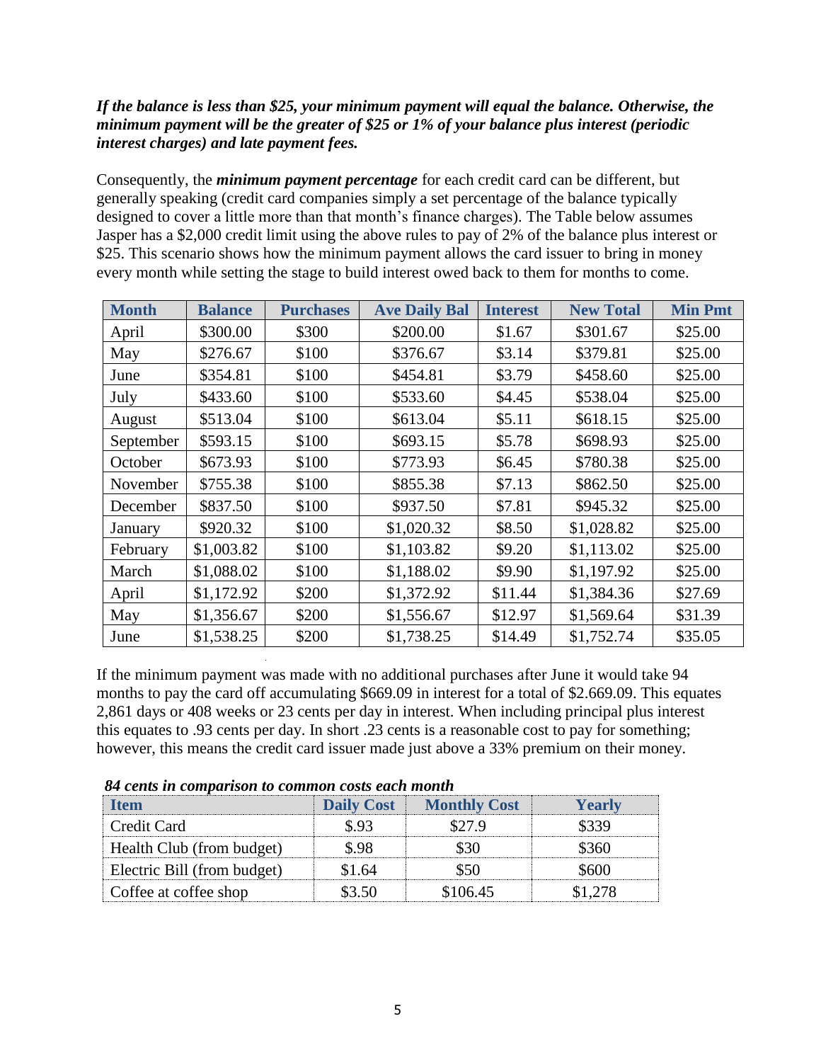***If the balance is less than $25, your minimum payment will equal the balance. Otherwise, the minimum payment will be the greater of $25 or 1% of your balance plus interest (periodic interest charges) and late payment fees.***

Consequently, the ***minimum payment percentage*** for each credit card can be different, but generally speaking (credit card companies simply a set percentage of the balance typically designed to cover a little more than that month's finance charges). The Table below assumes Jasper has a $2,000 credit limit using the above rules to pay of 2% of the balance plus interest or $25. This scenario shows how the minimum payment allows the card issuer to bring in money every month while setting the stage to build interest owed back to them for months to come.

| Month | Balance | Purchases | Ave Daily Bal | Interest | New Total | Min Pmt |
|---|---|---|---|---|---|---|
| April | $300.00 | $300 | $200.00 | $1.67 | $301.67 | $25.00 |
| May | $276.67 | $100 | $376.67 | $3.14 | $379.81 | $25.00 |
| June | $354.81 | $100 | $454.81 | $3.79 | $458.60 | $25.00 |
| July | $433.60 | $100 | $533.60 | $4.45 | $538.04 | $25.00 |
| August | $513.04 | $100 | $613.04 | $5.11 | $618.15 | $25.00 |
| September | $593.15 | $100 | $693.15 | $5.78 | $698.93 | $25.00 |
| October | $673.93 | $100 | $773.93 | $6.45 | $780.38 | $25.00 |
| November | $755.38 | $100 | $855.38 | $7.13 | $862.50 | $25.00 |
| December | $837.50 | $100 | $937.50 | $7.81 | $945.32 | $25.00 |
| January | $920.32 | $100 | $1,020.32 | $8.50 | $1,028.82 | $25.00 |
| February | $1,003.82 | $100 | $1,103.82 | $9.20 | $1,113.02 | $25.00 |
| March | $1,088.02 | $100 | $1,188.02 | $9.90 | $1,197.92 | $25.00 |
| April | $1,172.92 | $200 | $1,372.92 | $11.44 | $1,384.36 | $27.69 |
| May | $1,356.67 | $200 | $1,556.67 | $12.97 | $1,569.64 | $31.39 |
| June | $1,538.25 | $200 | $1,738.25 | $14.49 | $1,752.74 | $35.05 |

If the minimum payment was made with no additional purchases after June it would take 94 months to pay the card off accumulating $669.09 in interest for a total of $2.669.09. This equates 2,861 days or 408 weeks or 23 cents per day in interest. When including principal plus interest this equates to .93 cents per day. In short .23 cents is a reasonable cost to pay for something; however, this means the credit card issuer made just above a 33% premium on their money.

***84 cents in comparison to common costs each month***

| Item | Daily Cost | Monthly Cost | Yearly |
|---|---|---|---|
| Credit Card | $.93 | $27.9 | $339 |
| Health Club (from budget) | $.98 | $30 | $360 |
| Electric Bill (from budget) | $1.64 | $50 | $600 |
| Coffee at coffee shop | $3.50 | $106.45 | $1,278 |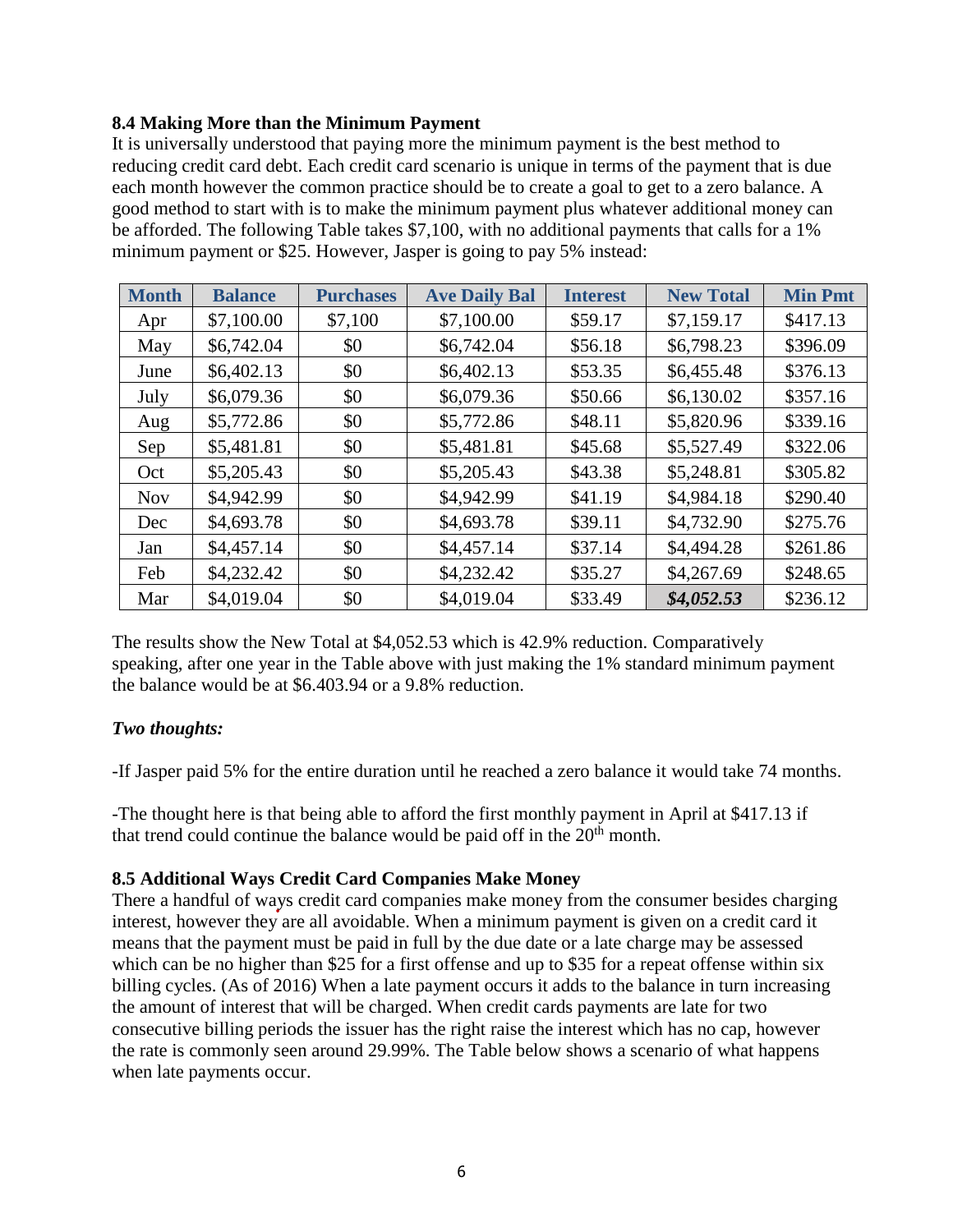### 8.4 Making More than the Minimum Payment

It is universally understood that paying more the minimum payment is the best method to reducing credit card debt. Each credit card scenario is unique in terms of the payment that is due each month however the common practice should be to create a goal to get to a zero balance. A good method to start with is to make the minimum payment plus whatever additional money can be afforded. The following Table takes $7,100, with no additional payments that calls for a 1% minimum payment or $25. However, Jasper is going to pay 5% instead:

| Month | Balance | Purchases | Ave Daily Bal | Interest | New Total | Min Pmt |
|---|---|---|---|---|---|---|
| Apr | $7,100.00 | $7,100 | $7,100.00 | $59.17 | $7,159.17 | $417.13 |
| May | $6,742.04 | $0 | $6,742.04 | $56.18 | $6,798.23 | $396.09 |
| June | $6,402.13 | $0 | $6,402.13 | $53.35 | $6,455.48 | $376.13 |
| July | $6,079.36 | $0 | $6,079.36 | $50.66 | $6,130.02 | $357.16 |
| Aug | $5,772.86 | $0 | $5,772.86 | $48.11 | $5,820.96 | $339.16 |
| Sep | $5,481.81 | $0 | $5,481.81 | $45.68 | $5,527.49 | $322.06 |
| Oct | $5,205.43 | $0 | $5,205.43 | $43.38 | $5,248.81 | $305.82 |
| Nov | $4,942.99 | $0 | $4,942.99 | $41.19 | $4,984.18 | $290.40 |
| Dec | $4,693.78 | $0 | $4,693.78 | $39.11 | $4,732.90 | $275.76 |
| Jan | $4,457.14 | $0 | $4,457.14 | $37.14 | $4,494.28 | $261.86 |
| Feb | $4,232.42 | $0 | $4,232.42 | $35.27 | $4,267.69 | $248.65 |
| Mar | $4,019.04 | $0 | $4,019.04 | $33.49 | ***$4,052.53*** | $236.12 |

The results show the New Total at $4,052.53 which is 42.9% reduction. Comparatively speaking, after one year in the Table above with just making the 1% standard minimum payment the balance would be at $6.403.94 or a 9.8% reduction.

***Two thoughts:***

-If Jasper paid 5% for the entire duration until he reached a zero balance it would take 74 months.

-The thought here is that being able to afford the first monthly payment in April at $417.13 if that trend could continue the balance would be paid off in the 20th month.

### 8.5 Additional Ways Credit Card Companies Make Money

There a handful of ways credit card companies make money from the consumer besides charging interest, however they are all avoidable. When a minimum payment is given on a credit card it means that the payment must be paid in full by the due date or a late charge may be assessed which can be no higher than $25 for a first offense and up to $35 for a repeat offense within six billing cycles. (As of 2016) When a late payment occurs it adds to the balance in turn increasing the amount of interest that will be charged. When credit cards payments are late for two consecutive billing periods the issuer has the right raise the interest which has no cap, however the rate is commonly seen around 29.99%. The Table below shows a scenario of what happens when late payments occur.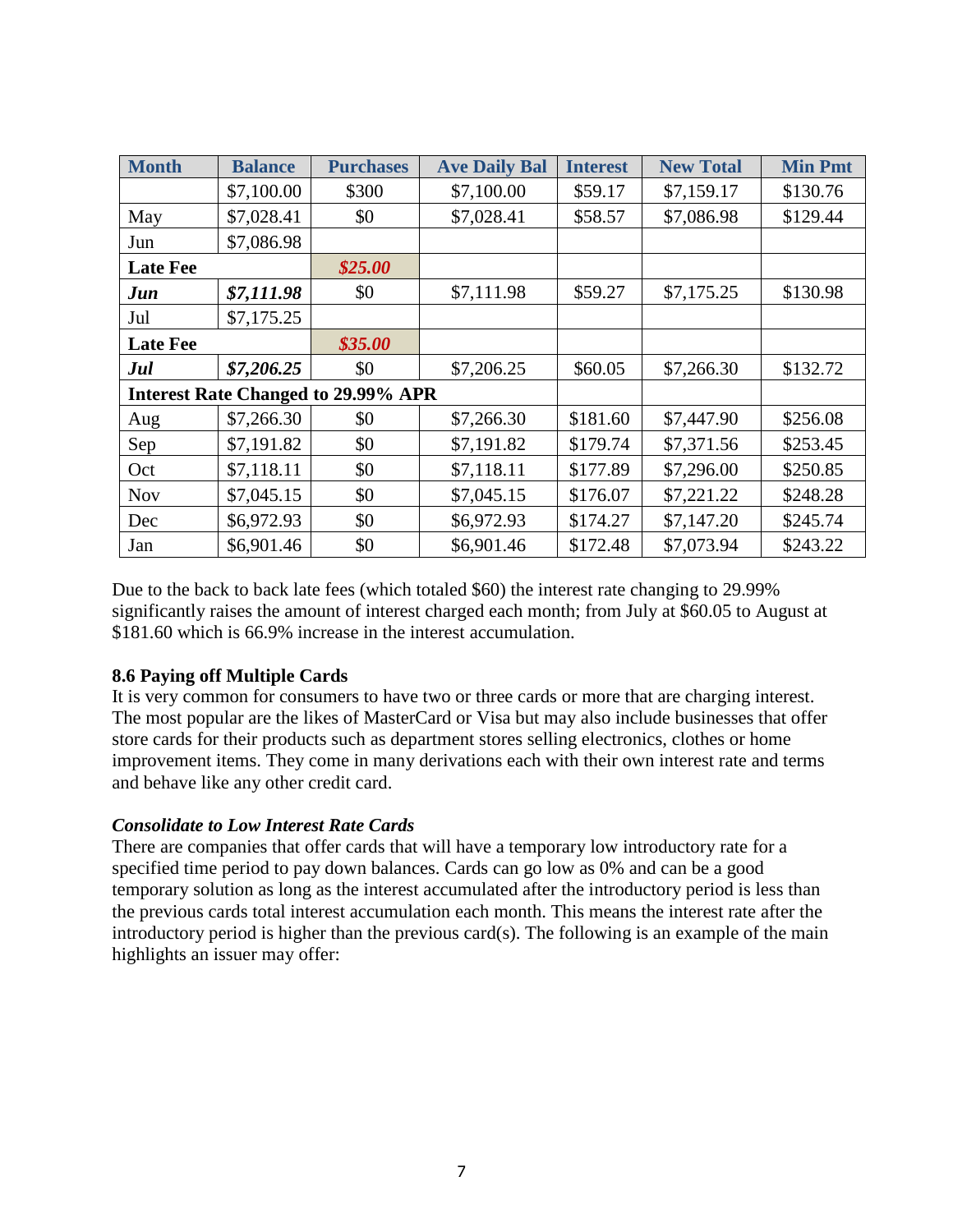| Month | Balance | Purchases | Ave Daily Bal | Interest | New Total | Min Pmt |
| --- | --- | --- | --- | --- | --- | --- |
| | $7,100.00 | $300 | $7,100.00 | $59.17 | $7,159.17 | $130.76 |
| May | $7,028.41 | $0 | $7,028.41 | $58.57 | $7,086.98 | $129.44 |
| Jun | $7,086.98 | | | | | |
| **Late Fee** | | ***$25.00*** | | | | |
| ***Jun*** | ***$7,111.98*** | $0 | $7,111.98 | $59.27 | $7,175.25 | $130.98 |
| Jul | $7,175.25 | | | | | |
| **Late Fee** | | ***$35.00*** | | | | |
| ***Jul*** | ***$7,206.25*** | $0 | $7,206.25 | $60.05 | $7,266.30 | $132.72 |
| **Interest Rate Changed to 29.99% APR** | | | | | | |
| Aug | $7,266.30 | $0 | $7,266.30 | $181.60 | $7,447.90 | $256.08 |
| Sep | $7,191.82 | $0 | $7,191.82 | $179.74 | $7,371.56 | $253.45 |
| Oct | $7,118.11 | $0 | $7,118.11 | $177.89 | $7,296.00 | $250.85 |
| Nov | $7,045.15 | $0 | $7,045.15 | $176.07 | $7,221.22 | $248.28 |
| Dec | $6,972.93 | $0 | $6,972.93 | $174.27 | $7,147.20 | $245.74 |
| Jan | $6,901.46 | $0 | $6,901.46 | $172.48 | $7,073.94 | $243.22 |

Due to the back to back late fees (which totaled $60) the interest rate changing to 29.99% significantly raises the amount of interest charged each month; from July at $60.05 to August at $181.60 which is 66.9% increase in the interest accumulation.

### 8.6 Paying off Multiple Cards

It is very common for consumers to have two or three cards or more that are charging interest. The most popular are the likes of MasterCard or Visa but may also include businesses that offer store cards for their products such as department stores selling electronics, clothes or home improvement items. They come in many derivations each with their own interest rate and terms and behave like any other credit card.

#### *Consolidate to Low Interest Rate Cards*

There are companies that offer cards that will have a temporary low introductory rate for a specified time period to pay down balances. Cards can go low as 0% and can be a good temporary solution as long as the interest accumulated after the introductory period is less than the previous cards total interest accumulation each month. This means the interest rate after the introductory period is higher than the previous card(s). The following is an example of the main highlights an issuer may offer: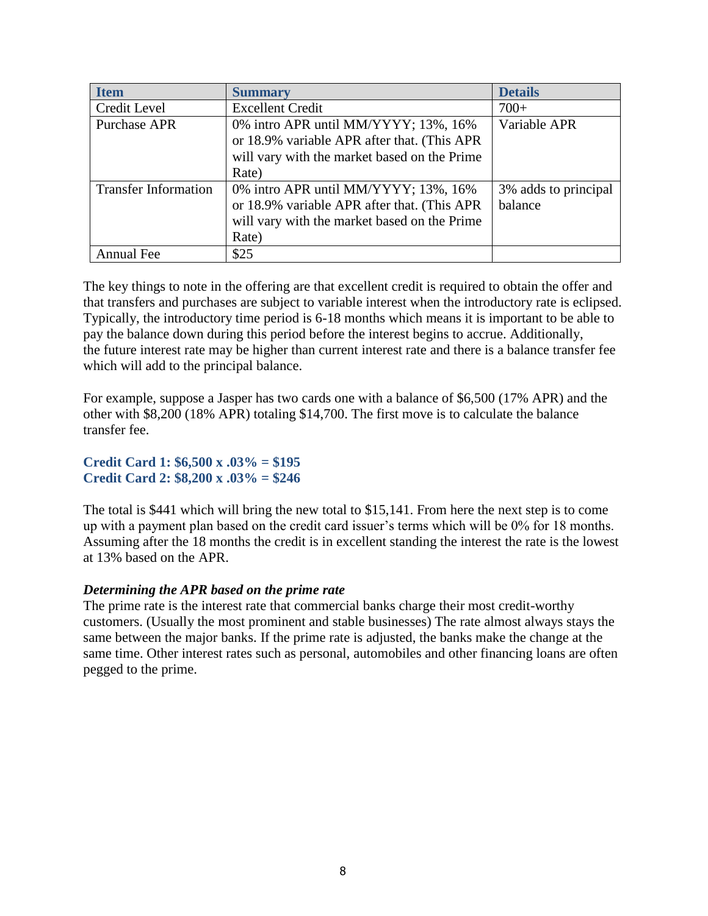| Item | Summary | Details |
| --- | --- | --- |
| Credit Level | Excellent Credit | 700+ |
| Purchase APR | 0% intro APR until MM/YYYY; 13%, 16% or 18.9% variable APR after that. (This APR will vary with the market based on the Prime Rate) | Variable APR |
| Transfer Information | 0% intro APR until MM/YYYY; 13%, 16% or 18.9% variable APR after that. (This APR will vary with the market based on the Prime Rate) | 3% adds to principal balance |
| Annual Fee | $25 | |

The key things to note in the offering are that excellent credit is required to obtain the offer and that transfers and purchases are subject to variable interest when the introductory rate is eclipsed. Typically, the introductory time period is 6-18 months which means it is important to be able to pay the balance down during this period before the interest begins to accrue. Additionally, the future interest rate may be higher than current interest rate and there is a balance transfer fee which will add to the principal balance.

For example, suppose a Jasper has two cards one with a balance of $6,500 (17% APR) and the other with $8,200 (18% APR) totaling $14,700. The first move is to calculate the balance transfer fee.

**Credit Card 1: $6,500 x .03% = $195**
**Credit Card 2: $8,200 x .03% = $246**

The total is $441 which will bring the new total to $15,141. From here the next step is to come up with a payment plan based on the credit card issuer's terms which will be 0% for 18 months. Assuming after the 18 months the credit is in excellent standing the interest the rate is the lowest at 13% based on the APR.

***Determining the APR based on the prime rate***

The prime rate is the interest rate that commercial banks charge their most credit-worthy customers. (Usually the most prominent and stable businesses) The rate almost always stays the same between the major banks. If the prime rate is adjusted, the banks make the change at the same time. Other interest rates such as personal, automobiles and other financing loans are often pegged to the prime.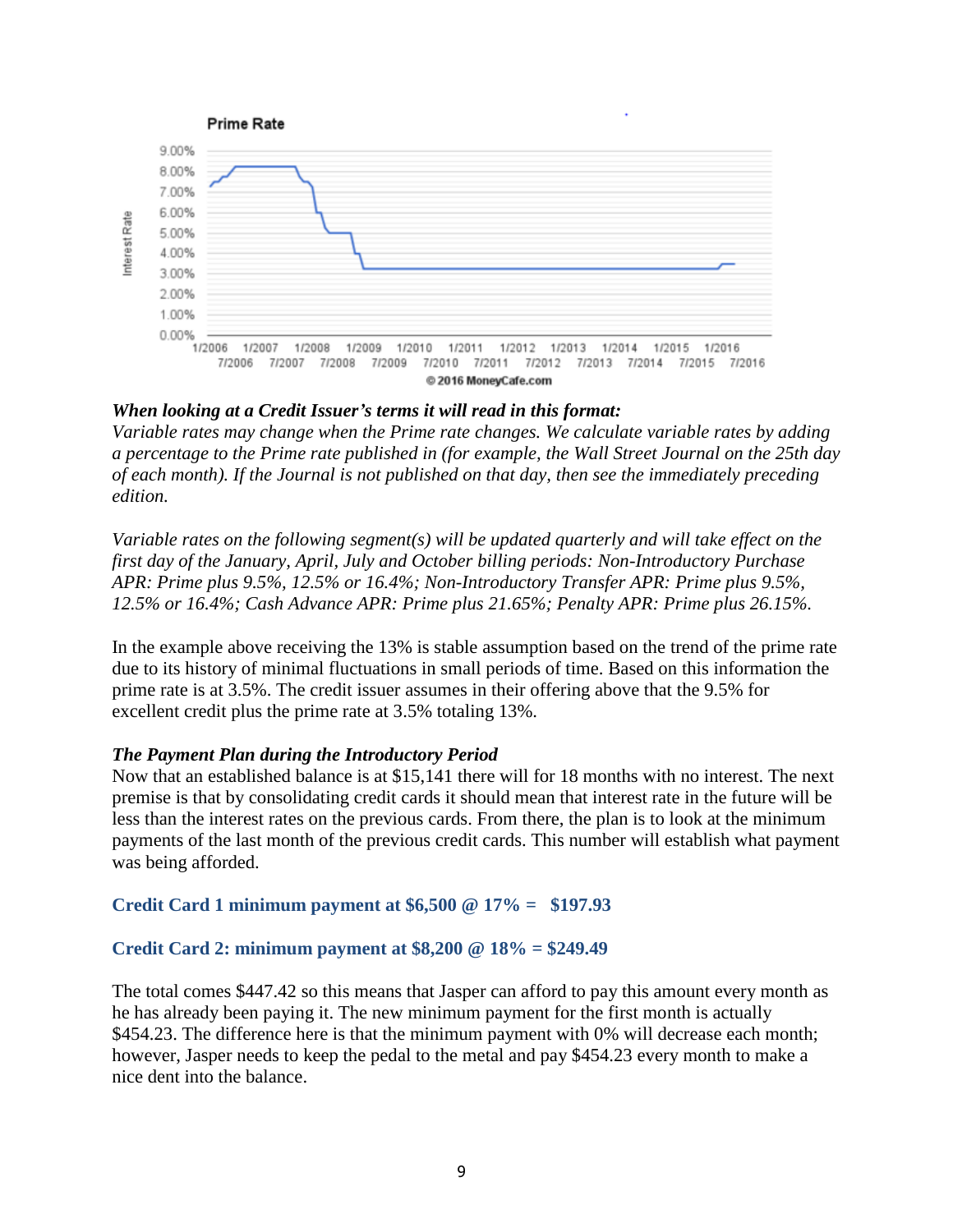***When looking at a Credit Issuer's terms it will read in this format:***
*Variable rates may change when the Prime rate changes. We calculate variable rates by adding a percentage to the Prime rate published in (for example, the Wall Street Journal on the 25th day of each month). If the Journal is not published on that day, then see the immediately preceding edition.*

*Variable rates on the following segment(s) will be updated quarterly and will take effect on the first day of the January, April, July and October billing periods: Non-Introductory Purchase APR: Prime plus 9.5%, 12.5% or 16.4%; Non-Introductory Transfer APR: Prime plus 9.5%, 12.5% or 16.4%; Cash Advance APR: Prime plus 21.65%; Penalty APR: Prime plus 26.15%.*

In the example above receiving the 13% is stable assumption based on the trend of the prime rate due to its history of minimal fluctuations in small periods of time. Based on this information the prime rate is at 3.5%. The credit issuer assumes in their offering above that the 9.5% for excellent credit plus the prime rate at 3.5% totaling 13%.

***The Payment Plan during the Introductory Period***
Now that an established balance is at $15,141 there will for 18 months with no interest. The next premise is that by consolidating credit cards it should mean that interest rate in the future will be less than the interest rates on the previous cards. From there, the plan is to look at the minimum payments of the last month of the previous credit cards. This number will establish what payment was being afforded.

**Credit Card 1 minimum payment at $6,500 @ 17% = $197.93**

**Credit Card 2: minimum payment at $8,200 @ 18% = $249.49**

The total comes $447.42 so this means that Jasper can afford to pay this amount every month as he has already been paying it. The new minimum payment for the first month is actually $454.23. The difference here is that the minimum payment with 0% will decrease each month; however, Jasper needs to keep the pedal to the metal and pay $454.23 every month to make a nice dent into the balance.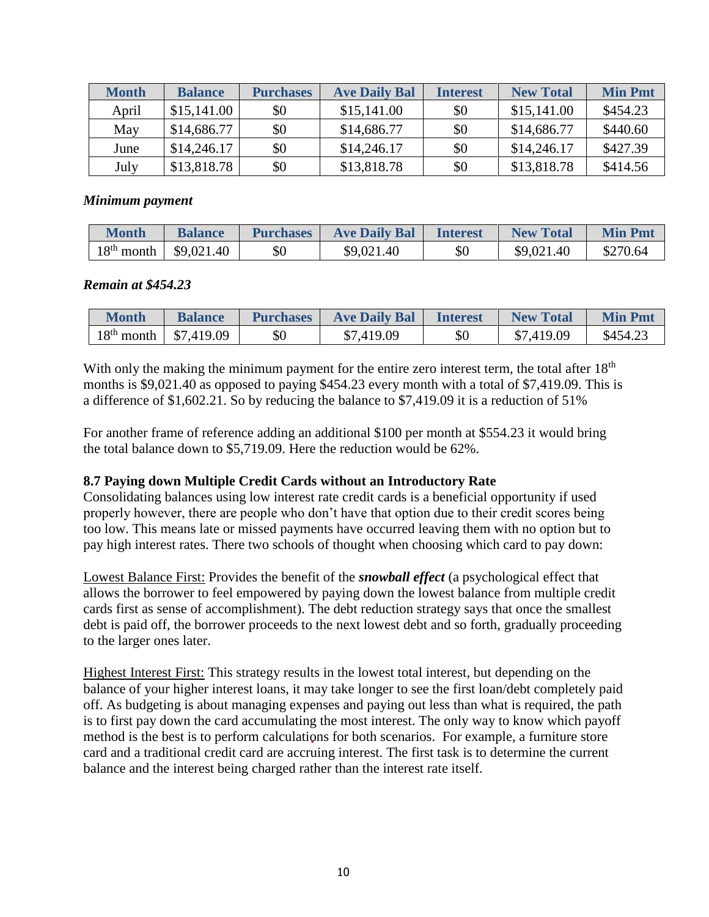| Month | Balance | Purchases | Ave Daily Bal | Interest | New Total | Min Pmt |
|---|---|---|---|---|---|---|
| April | $15,141.00 | $0 | $15,141.00 | $0 | $15,141.00 | $454.23 |
| May | $14,686.77 | $0 | $14,686.77 | $0 | $14,686.77 | $440.60 |
| June | $14,246.17 | $0 | $14,246.17 | $0 | $14,246.17 | $427.39 |
| July | $13,818.78 | $0 | $13,818.78 | $0 | $13,818.78 | $414.56 |

***Minimum payment***

| Month | Balance | Purchases | Ave Daily Bal | Interest | New Total | Min Pmt |
|---|---|---|---|---|---|---|
| 18th month | $9,021.40 | $0 | $9,021.40 | $0 | $9,021.40 | $270.64 |

***Remain at $454.23***

| Month | Balance | Purchases | Ave Daily Bal | Interest | New Total | Min Pmt |
|---|---|---|---|---|---|---|
| 18th month | $7,419.09 | $0 | $7,419.09 | $0 | $7,419.09 | $454.23 |

With only the making the minimum payment for the entire zero interest term, the total after 18th months is $9,021.40 as opposed to paying $454.23 every month with a total of $7,419.09. This is a difference of $1,602.21. So by reducing the balance to $7,419.09 it is a reduction of 51%

For another frame of reference adding an additional $100 per month at $554.23 it would bring the total balance down to $5,719.09. Here the reduction would be 62%.

**8.7 Paying down Multiple Credit Cards without an Introductory Rate**

Consolidating balances using low interest rate credit cards is a beneficial opportunity if used properly however, there are people who don't have that option due to their credit scores being too low. This means late or missed payments have occurred leaving them with no option but to pay high interest rates. There two schools of thought when choosing which card to pay down:

<u>Lowest Balance First:</u> Provides the benefit of the ***snowball effect*** (a psychological effect that allows the borrower to feel empowered by paying down the lowest balance from multiple credit cards first as sense of accomplishment). The debt reduction strategy says that once the smallest debt is paid off, the borrower proceeds to the next lowest debt and so forth, gradually proceeding to the larger ones later.

<u>Highest Interest First:</u> This strategy results in the lowest total interest, but depending on the balance of your higher interest loans, it may take longer to see the first loan/debt completely paid off. As budgeting is about managing expenses and paying out less than what is required, the path is to first pay down the card accumulating the most interest. The only way to know which payoff method is the best is to perform calculations for both scenarios. For example, a furniture store card and a traditional credit card are accruing interest. The first task is to determine the current balance and the interest being charged rather than the interest rate itself.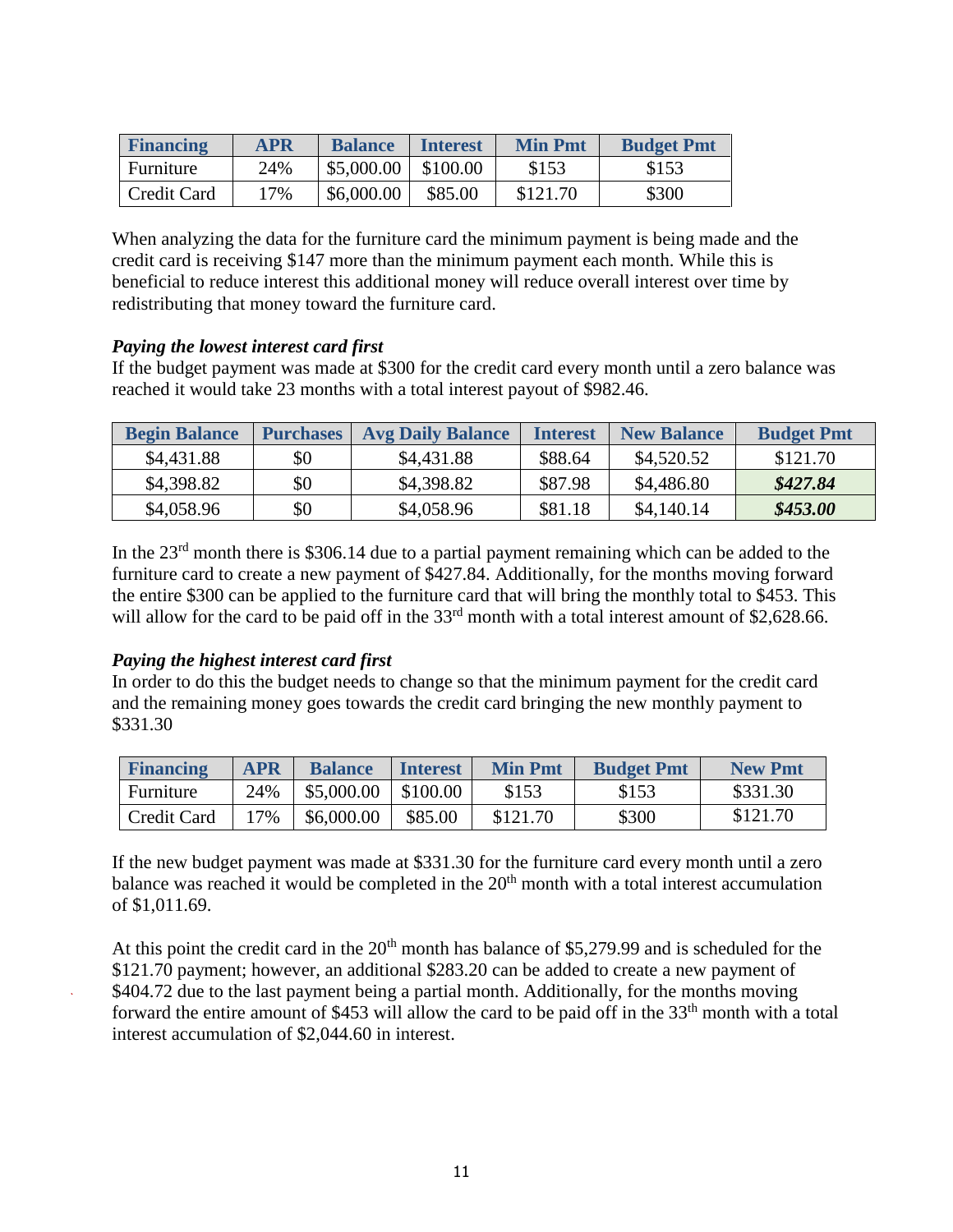| Financing | APR | Balance | Interest | Min Pmt | Budget Pmt |
|---|---|---|---|---|---|
| Furniture | 24% | $5,000.00 | $100.00 | $153 | $153 |
| Credit Card | 17% | $6,000.00 | $85.00 | $121.70 | $300 |

When analyzing the data for the furniture card the minimum payment is being made and the credit card is receiving $147 more than the minimum payment each month. While this is beneficial to reduce interest this additional money will reduce overall interest over time by redistributing that money toward the furniture card.

*Paying the lowest interest card first*

If the budget payment was made at $300 for the credit card every month until a zero balance was reached it would take 23 months with a total interest payout of $982.46.

| Begin Balance | Purchases | Avg Daily Balance | Interest | New Balance | Budget Pmt |
|---|---|---|---|---|---|
| $4,431.88 | $0 | $4,431.88 | $88.64 | $4,520.52 | $121.70 |
| $4,398.82 | $0 | $4,398.82 | $87.98 | $4,486.80 | ***$427.84*** |
| $4,058.96 | $0 | $4,058.96 | $81.18 | $4,140.14 | ***$453.00*** |

In the 23rd month there is $306.14 due to a partial payment remaining which can be added to the furniture card to create a new payment of $427.84. Additionally, for the months moving forward the entire $300 can be applied to the furniture card that will bring the monthly total to $453. This will allow for the card to be paid off in the 33rd month with a total interest amount of $2,628.66.

*Paying the highest interest card first*

In order to do this the budget needs to change so that the minimum payment for the credit card and the remaining money goes towards the credit card bringing the new monthly payment to $331.30

| Financing | APR | Balance | Interest | Min Pmt | Budget Pmt | New Pmt |
|---|---|---|---|---|---|---|
| Furniture | 24% | $5,000.00 | $100.00 | $153 | $153 | $331.30 |
| Credit Card | 17% | $6,000.00 | $85.00 | $121.70 | $300 | $121.70 |

If the new budget payment was made at $331.30 for the furniture card every month until a zero balance was reached it would be completed in the 20th month with a total interest accumulation of $1,011.69.

At this point the credit card in the 20th month has balance of $5,279.99 and is scheduled for the $121.70 payment; however, an additional $283.20 can be added to create a new payment of $404.72 due to the last payment being a partial month. Additionally, for the months moving forward the entire amount of $453 will allow the card to be paid off in the 33th month with a total interest accumulation of $2,044.60 in interest.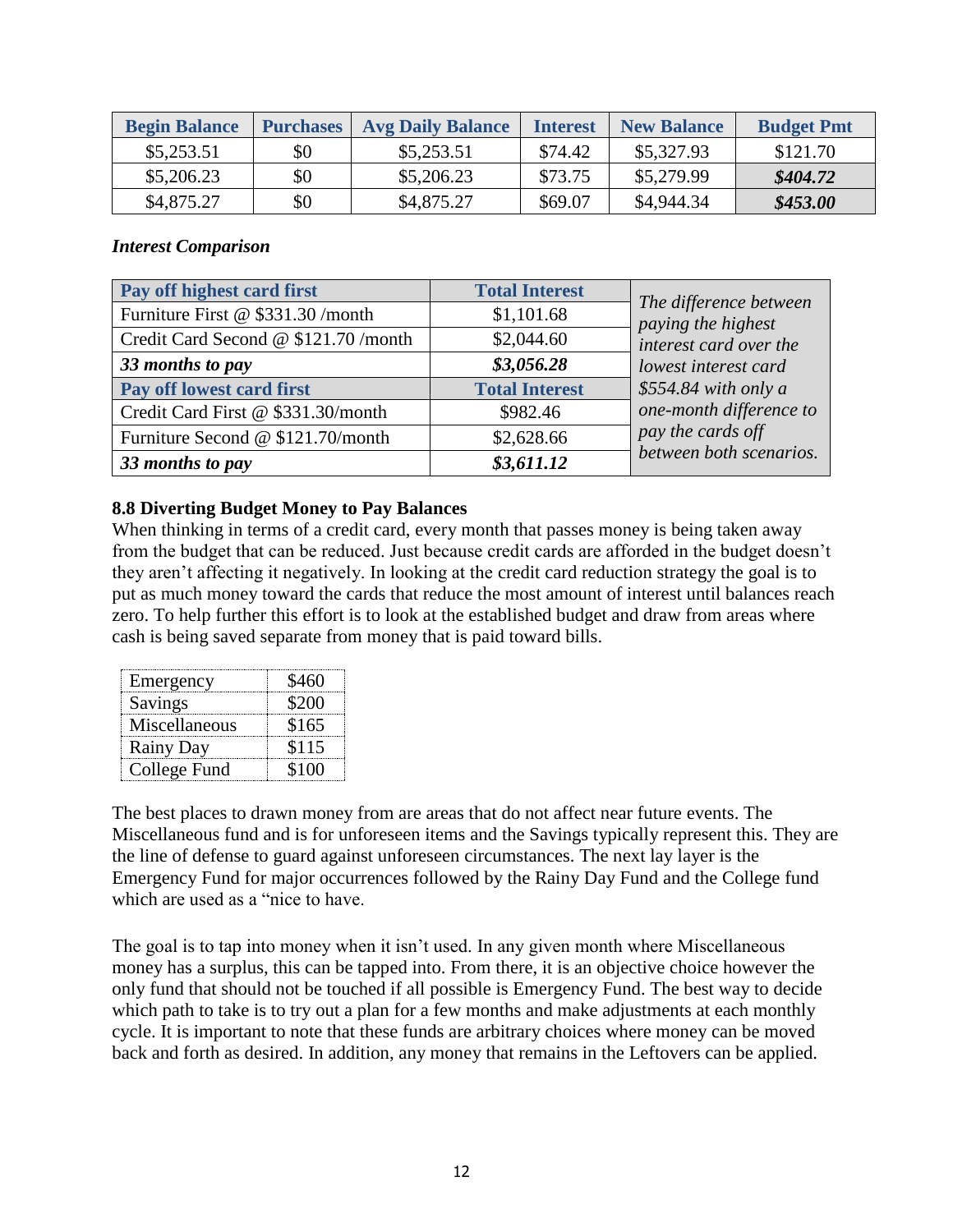| Begin Balance | Purchases | Avg Daily Balance | Interest | New Balance | Budget Pmt |
|---|---|---|---|---|---|
| $5,253.51 | $0 | $5,253.51 | $74.42 | $5,327.93 | $121.70 |
| $5,206.23 | $0 | $5,206.23 | $73.75 | $5,279.99 | ***$404.72*** |
| $4,875.27 | $0 | $4,875.27 | $69.07 | $4,944.34 | ***$453.00*** |

***Interest Comparison***

| Pay off highest card first | Total Interest | *The difference between paying the highest interest card over the lowest interest card $554.84 with only a one-month difference to pay the cards off between both scenarios.* |
|---|---|---|
| Furniture First @ $331.30 /month | $1,101.68 | |
| Credit Card Second @ $121.70 /month | $2,044.60 | |
| ***33 months to pay*** | ***$3,056.28*** | |
| **Pay off lowest card first** | **Total Interest** | |
| Credit Card First @ $331.30/month | $982.46 | |
| Furniture Second @ $121.70/month | $2,628.66 | |
| ***33 months to pay*** | ***$3,611.12*** | |

### 8.8 Diverting Budget Money to Pay Balances

When thinking in terms of a credit card, every month that passes money is being taken away from the budget that can be reduced. Just because credit cards are afforded in the budget doesn't they aren't affecting it negatively. In looking at the credit card reduction strategy the goal is to put as much money toward the cards that reduce the most amount of interest until balances reach zero. To help further this effort is to look at the established budget and draw from areas where cash is being saved separate from money that is paid toward bills.

| | |
|---|---|
| Emergency | $460 |
| Savings | $200 |
| Miscellaneous | $165 |
| Rainy Day | $115 |
| College Fund | $100 |

The best places to drawn money from are areas that do not affect near future events. The Miscellaneous fund and is for unforeseen items and the Savings typically represent this. They are the line of defense to guard against unforeseen circumstances. The next lay layer is the Emergency Fund for major occurrences followed by the Rainy Day Fund and the College fund which are used as a "nice to have.

The goal is to tap into money when it isn't used. In any given month where Miscellaneous money has a surplus, this can be tapped into. From there, it is an objective choice however the only fund that should not be touched if all possible is Emergency Fund. The best way to decide which path to take is to try out a plan for a few months and make adjustments at each monthly cycle. It is important to note that these funds are arbitrary choices where money can be moved back and forth as desired. In addition, any money that remains in the Leftovers can be applied.